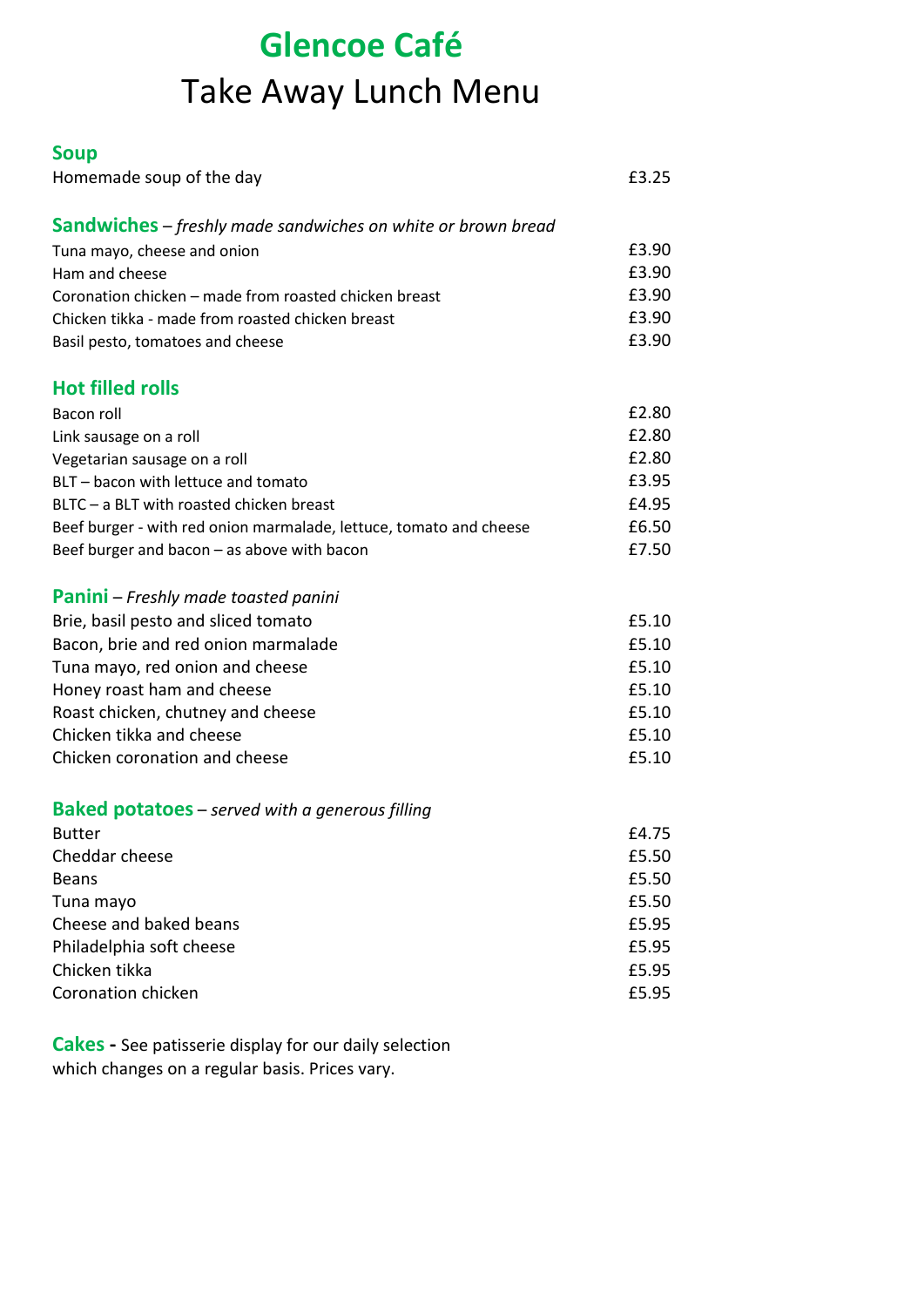# Glencoe Café

## Take Away Lunch Menu

### Soup

| | |
|---|---|
| Homemade soup of the day | £3.25 |

### Sandwiches – *freshly made sandwiches on white or brown bread*

| | |
|---|---|
| Tuna mayo, cheese and onion | £3.90 |
| Ham and cheese | £3.90 |
| Coronation chicken – made from roasted chicken breast | £3.90 |
| Chicken tikka - made from roasted chicken breast | £3.90 |
| Basil pesto, tomatoes and cheese | £3.90 |

### Hot filled rolls

| | |
|---|---|
| Bacon roll | £2.80 |
| Link sausage on a roll | £2.80 |
| Vegetarian sausage on a roll | £2.80 |
| BLT – bacon with lettuce and tomato | £3.95 |
| BLTC – a BLT with roasted chicken breast | £4.95 |
| Beef burger - with red onion marmalade, lettuce, tomato and cheese | £6.50 |
| Beef burger and bacon – as above with bacon | £7.50 |

### Panini – *Freshly made toasted panini*

| | |
|---|---|
| Brie, basil pesto and sliced tomato | £5.10 |
| Bacon, brie and red onion marmalade | £5.10 |
| Tuna mayo, red onion and cheese | £5.10 |
| Honey roast ham and cheese | £5.10 |
| Roast chicken, chutney and cheese | £5.10 |
| Chicken tikka and cheese | £5.10 |
| Chicken coronation and cheese | £5.10 |

### Baked potatoes – *served with a generous filling*

| | |
|---|---|
| Butter | £4.75 |
| Cheddar cheese | £5.50 |
| Beans | £5.50 |
| Tuna mayo | £5.50 |
| Cheese and baked beans | £5.95 |
| Philadelphia soft cheese | £5.95 |
| Chicken tikka | £5.95 |
| Coronation chicken | £5.95 |

**Cakes -** See patisserie display for our daily selection which changes on a regular basis. Prices vary.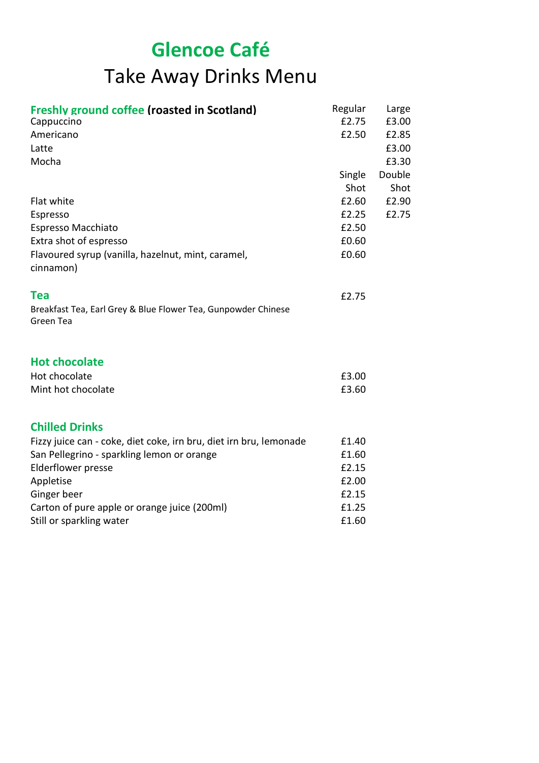# Glencoe Café

## Take Away Drinks Menu

| **Freshly ground coffee (roasted in Scotland)** | Regular | Large |
|---|---|---|
| Cappuccino | £2.75 | £3.00 |
| Americano | £2.50 | £2.85 |
| Latte | | £3.00 |
| Mocha | | £3.30 |
| | Single Shot | Double Shot |
| Flat white | £2.60 | £2.90 |
| Espresso | £2.25 | £2.75 |
| Espresso Macchiato | £2.50 | |
| Extra shot of espresso | £0.60 | |
| Flavoured syrup (vanilla, hazelnut, mint, caramel, cinnamon) | £0.60 | |

### Tea

| | |
|---|---|
| **Tea** | £2.75 |
| Breakfast Tea, Earl Grey & Blue Flower Tea, Gunpowder Chinese Green Tea | |

### Hot chocolate

| | |
|---|---|
| Hot chocolate | £3.00 |
| Mint hot chocolate | £3.60 |

### Chilled Drinks

| | |
|---|---|
| Fizzy juice can - coke, diet coke, irn bru, diet irn bru, lemonade | £1.40 |
| San Pellegrino - sparkling lemon or orange | £1.60 |
| Elderflower presse | £2.15 |
| Appletise | £2.00 |
| Ginger beer | £2.15 |
| Carton of pure apple or orange juice (200ml) | £1.25 |
| Still or sparkling water | £1.60 |